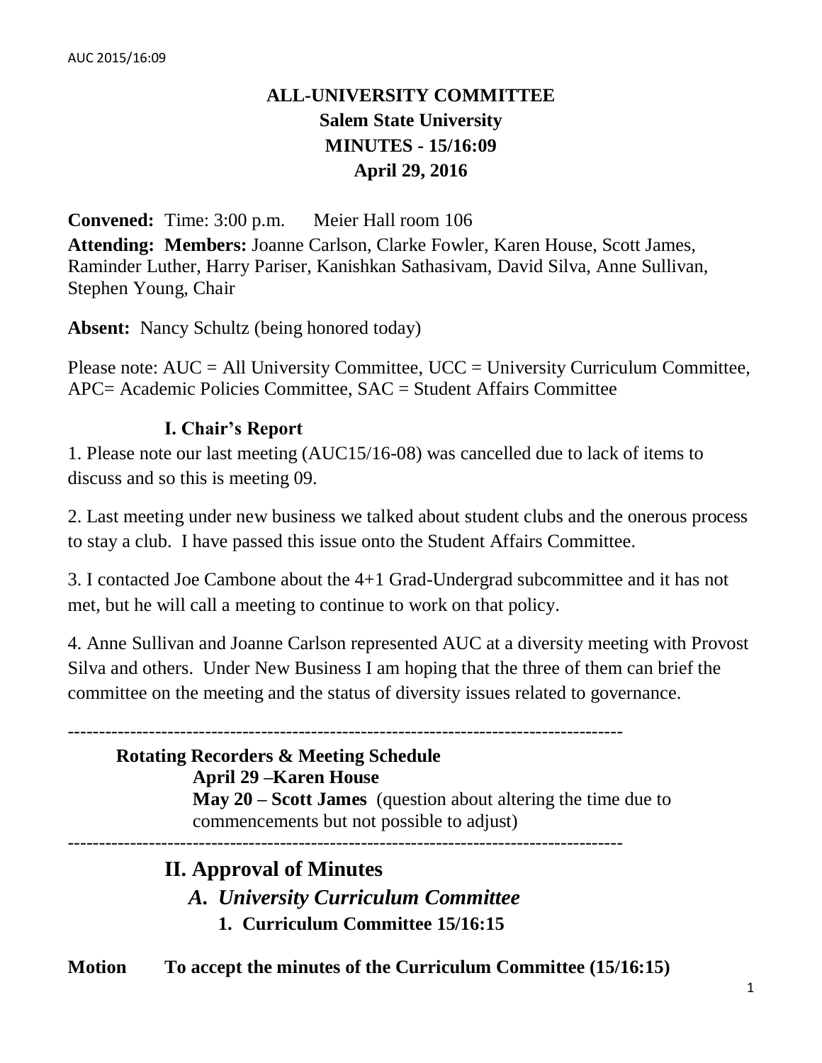# ALL-UNIVERSITY COMMITTEE
## Salem State University
## MINUTES - 15/16:09
## April 29, 2016

**Convened:** Time: 3:00 p.m. Meier Hall room 106

**Attending: Members:** Joanne Carlson, Clarke Fowler, Karen House, Scott James, Raminder Luther, Harry Pariser, Kanishkan Sathasivam, David Silva, Anne Sullivan, Stephen Young, Chair

**Absent:** Nancy Schultz (being honored today)

Please note: AUC = All University Committee, UCC = University Curriculum Committee, APC= Academic Policies Committee, SAC = Student Affairs Committee

### I. Chair's Report

1. Please note our last meeting (AUC15/16-08) was cancelled due to lack of items to discuss and so this is meeting 09.

2. Last meeting under new business we talked about student clubs and the onerous process to stay a club. I have passed this issue onto the Student Affairs Committee.

3. I contacted Joe Cambone about the 4+1 Grad-Undergrad subcommittee and it has not met, but he will call a meeting to continue to work on that policy.

4. Anne Sullivan and Joanne Carlson represented AUC at a diversity meeting with Provost Silva and others. Under New Business I am hoping that the three of them can brief the committee on the meeting and the status of diversity issues related to governance.

---

**Rotating Recorders & Meeting Schedule**

**April 29 –Karen House**

**May 20 – Scott James** (question about altering the time due to commencements but not possible to adjust)

---

## II. Approval of Minutes

### *A. University Curriculum Committee*

**1. Curriculum Committee 15/16:15**

**Motion To accept the minutes of the Curriculum Committee (15/16:15)**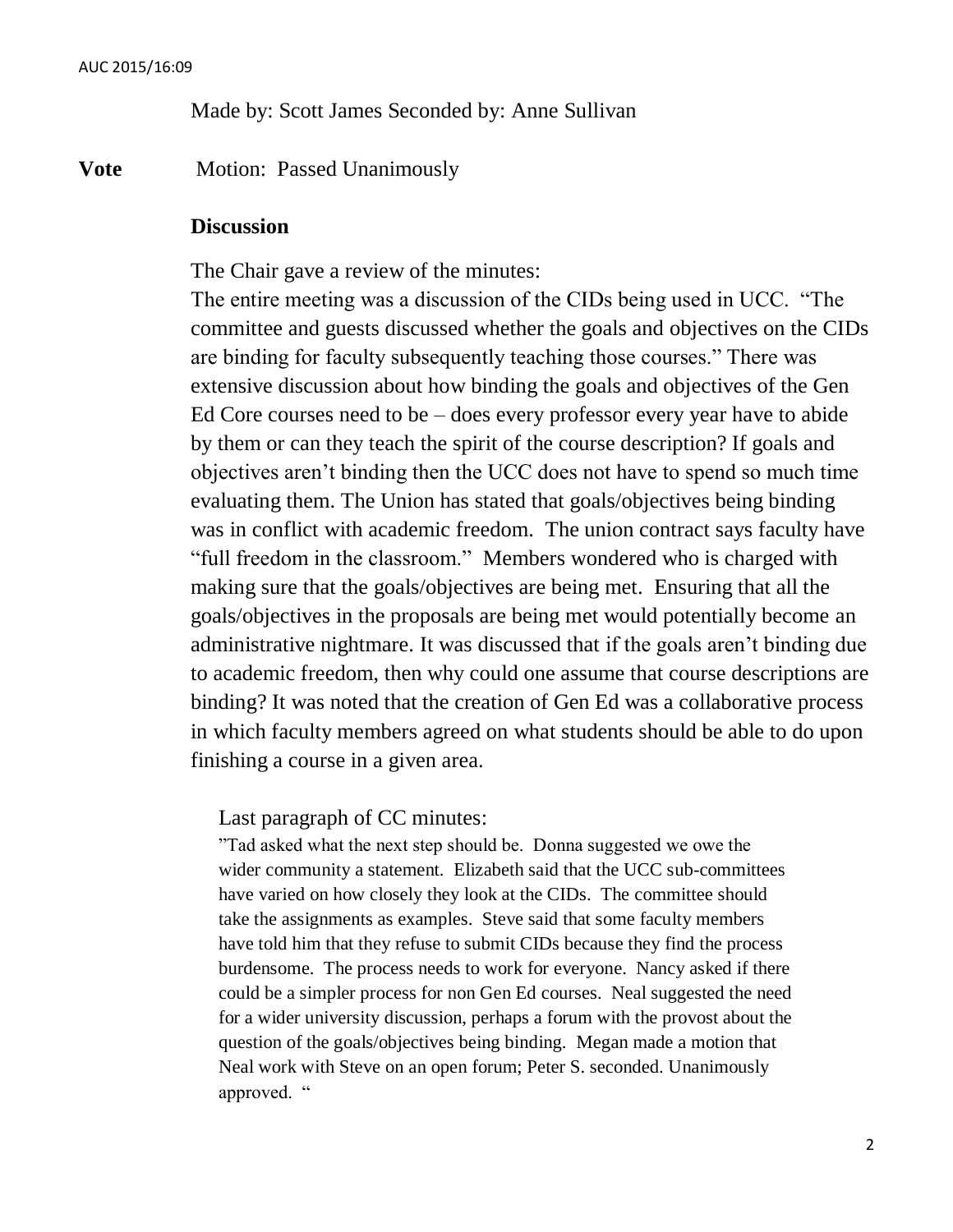Made by: Scott James Seconded by: Anne Sullivan

**Vote** Motion: Passed Unanimously

**Discussion**

The Chair gave a review of the minutes:
The entire meeting was a discussion of the CIDs being used in UCC. "The committee and guests discussed whether the goals and objectives on the CIDs are binding for faculty subsequently teaching those courses." There was extensive discussion about how binding the goals and objectives of the Gen Ed Core courses need to be – does every professor every year have to abide by them or can they teach the spirit of the course description? If goals and objectives aren't binding then the UCC does not have to spend so much time evaluating them. The Union has stated that goals/objectives being binding was in conflict with academic freedom. The union contract says faculty have "full freedom in the classroom." Members wondered who is charged with making sure that the goals/objectives are being met. Ensuring that all the goals/objectives in the proposals are being met would potentially become an administrative nightmare. It was discussed that if the goals aren't binding due to academic freedom, then why could one assume that course descriptions are binding? It was noted that the creation of Gen Ed was a collaborative process in which faculty members agreed on what students should be able to do upon finishing a course in a given area.

Last paragraph of CC minutes:

"Tad asked what the next step should be. Donna suggested we owe the wider community a statement. Elizabeth said that the UCC sub-committees have varied on how closely they look at the CIDs. The committee should take the assignments as examples. Steve said that some faculty members have told him that they refuse to submit CIDs because they find the process burdensome. The process needs to work for everyone. Nancy asked if there could be a simpler process for non Gen Ed courses. Neal suggested the need for a wider university discussion, perhaps a forum with the provost about the question of the goals/objectives being binding. Megan made a motion that Neal work with Steve on an open forum; Peter S. seconded. Unanimously approved. "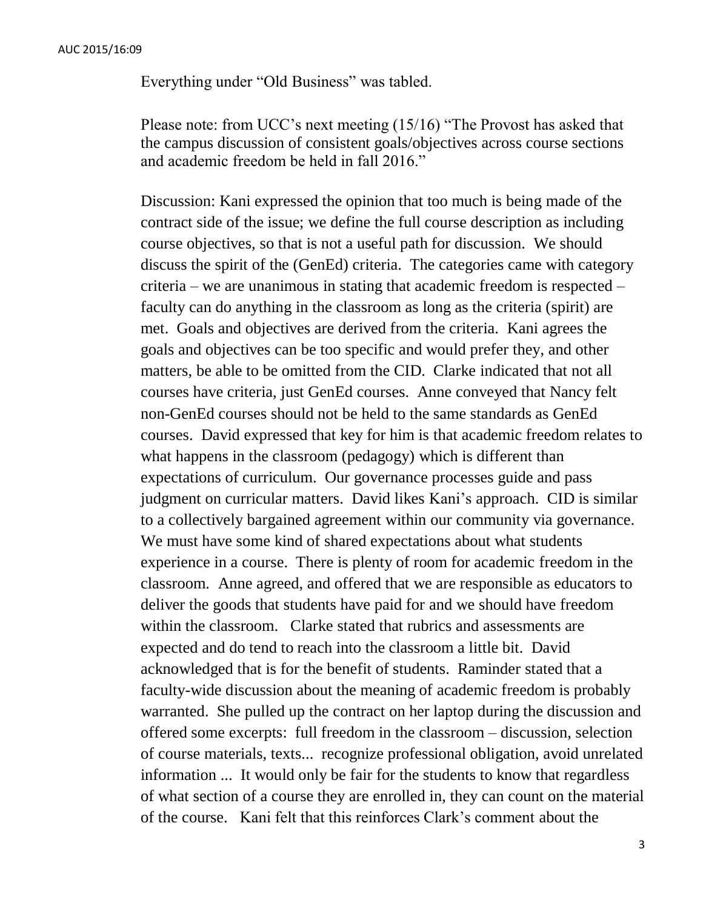Everything under "Old Business" was tabled.

Please note: from UCC's next meeting (15/16) "The Provost has asked that the campus discussion of consistent goals/objectives across course sections and academic freedom be held in fall 2016."

Discussion: Kani expressed the opinion that too much is being made of the contract side of the issue; we define the full course description as including course objectives, so that is not a useful path for discussion. We should discuss the spirit of the (GenEd) criteria. The categories came with category criteria – we are unanimous in stating that academic freedom is respected – faculty can do anything in the classroom as long as the criteria (spirit) are met. Goals and objectives are derived from the criteria. Kani agrees the goals and objectives can be too specific and would prefer they, and other matters, be able to be omitted from the CID. Clarke indicated that not all courses have criteria, just GenEd courses. Anne conveyed that Nancy felt non-GenEd courses should not be held to the same standards as GenEd courses. David expressed that key for him is that academic freedom relates to what happens in the classroom (pedagogy) which is different than expectations of curriculum. Our governance processes guide and pass judgment on curricular matters. David likes Kani's approach. CID is similar to a collectively bargained agreement within our community via governance. We must have some kind of shared expectations about what students experience in a course. There is plenty of room for academic freedom in the classroom. Anne agreed, and offered that we are responsible as educators to deliver the goods that students have paid for and we should have freedom within the classroom. Clarke stated that rubrics and assessments are expected and do tend to reach into the classroom a little bit. David acknowledged that is for the benefit of students. Raminder stated that a faculty-wide discussion about the meaning of academic freedom is probably warranted. She pulled up the contract on her laptop during the discussion and offered some excerpts: full freedom in the classroom – discussion, selection of course materials, texts... recognize professional obligation, avoid unrelated information ... It would only be fair for the students to know that regardless of what section of a course they are enrolled in, they can count on the material of the course. Kani felt that this reinforces Clark's comment about the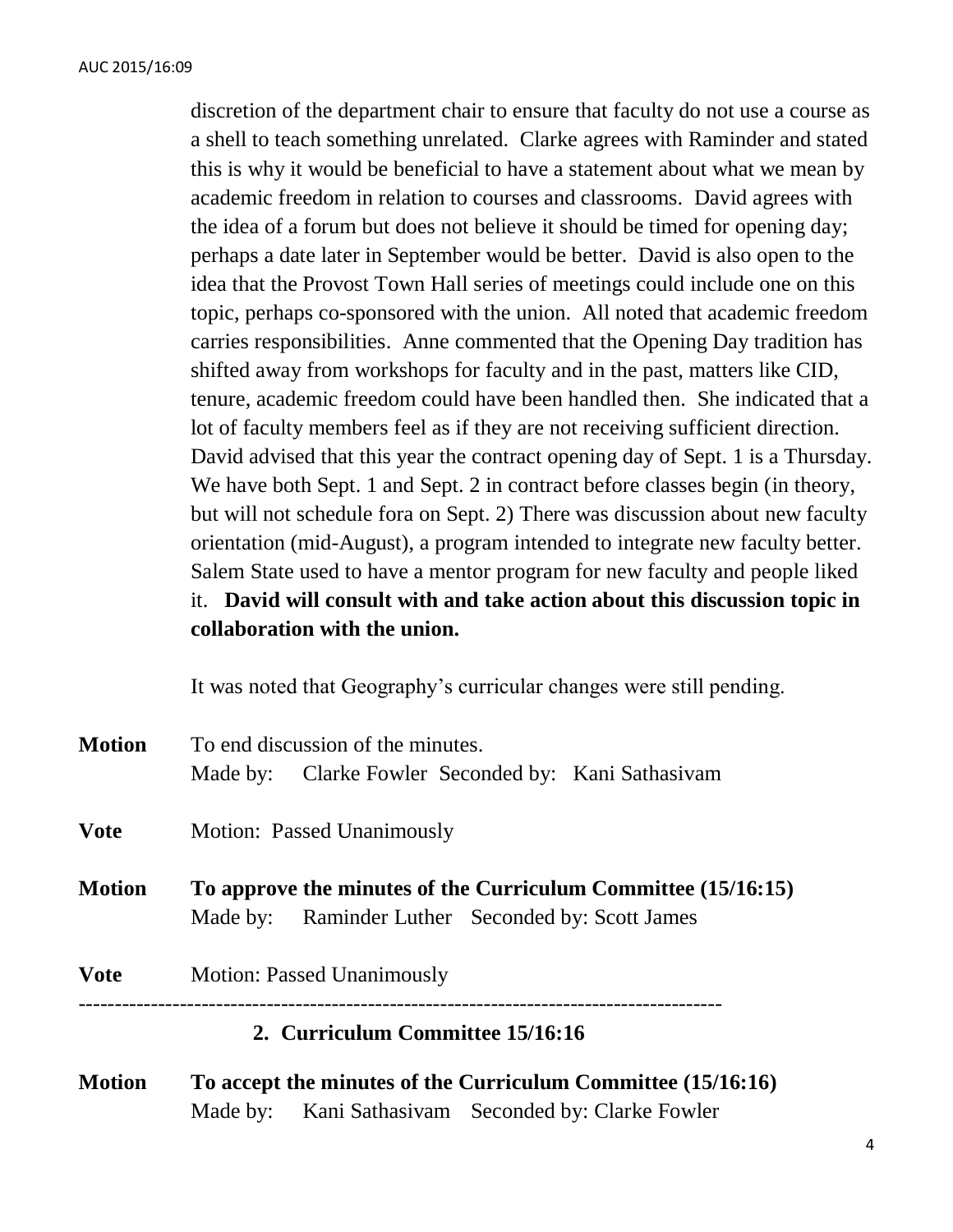discretion of the department chair to ensure that faculty do not use a course as a shell to teach something unrelated. Clarke agrees with Raminder and stated this is why it would be beneficial to have a statement about what we mean by academic freedom in relation to courses and classrooms. David agrees with the idea of a forum but does not believe it should be timed for opening day; perhaps a date later in September would be better. David is also open to the idea that the Provost Town Hall series of meetings could include one on this topic, perhaps co-sponsored with the union. All noted that academic freedom carries responsibilities. Anne commented that the Opening Day tradition has shifted away from workshops for faculty and in the past, matters like CID, tenure, academic freedom could have been handled then. She indicated that a lot of faculty members feel as if they are not receiving sufficient direction. David advised that this year the contract opening day of Sept. 1 is a Thursday. We have both Sept. 1 and Sept. 2 in contract before classes begin (in theory, but will not schedule fora on Sept. 2) There was discussion about new faculty orientation (mid-August), a program intended to integrate new faculty better. Salem State used to have a mentor program for new faculty and people liked it. **David will consult with and take action about this discussion topic in collaboration with the union.**

It was noted that Geography's curricular changes were still pending.

**Motion** To end discussion of the minutes.
Made by: Clarke Fowler Seconded by: Kani Sathasivam

**Vote** Motion: Passed Unanimously

**Motion** **To approve the minutes of the Curriculum Committee (15/16:15)**
Made by: Raminder Luther Seconded by: Scott James

**Vote** Motion: Passed Unanimously

---

## 2. Curriculum Committee 15/16:16

**Motion** **To accept the minutes of the Curriculum Committee (15/16:16)**
Made by: Kani Sathasivam Seconded by: Clarke Fowler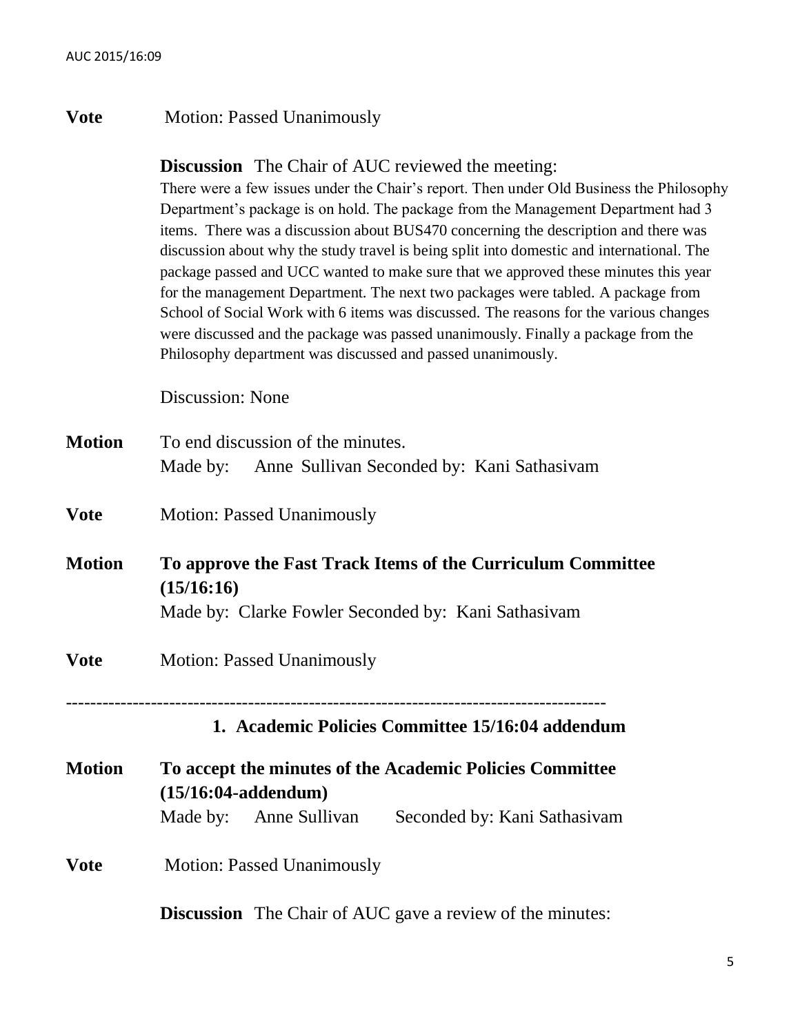**Vote** Motion: Passed Unanimously

**Discussion** The Chair of AUC reviewed the meeting:
There were a few issues under the Chair's report. Then under Old Business the Philosophy Department's package is on hold. The package from the Management Department had 3 items. There was a discussion about BUS470 concerning the description and there was discussion about why the study travel is being split into domestic and international. The package passed and UCC wanted to make sure that we approved these minutes this year for the management Department. The next two packages were tabled. A package from School of Social Work with 6 items was discussed. The reasons for the various changes were discussed and the package was passed unanimously. Finally a package from the Philosophy department was discussed and passed unanimously.

Discussion: None

**Motion** To end discussion of the minutes.
Made by: Anne Sullivan Seconded by: Kani Sathasivam

**Vote** Motion: Passed Unanimously

**Motion** **To approve the Fast Track Items of the Curriculum Committee (15/16:16)**
Made by: Clarke Fowler Seconded by: Kani Sathasivam

**Vote** Motion: Passed Unanimously

---

## 1. Academic Policies Committee 15/16:04 addendum

**Motion** **To accept the minutes of the Academic Policies Committee (15/16:04-addendum)**
Made by: Anne Sullivan Seconded by: Kani Sathasivam

**Vote** Motion: Passed Unanimously

**Discussion** The Chair of AUC gave a review of the minutes: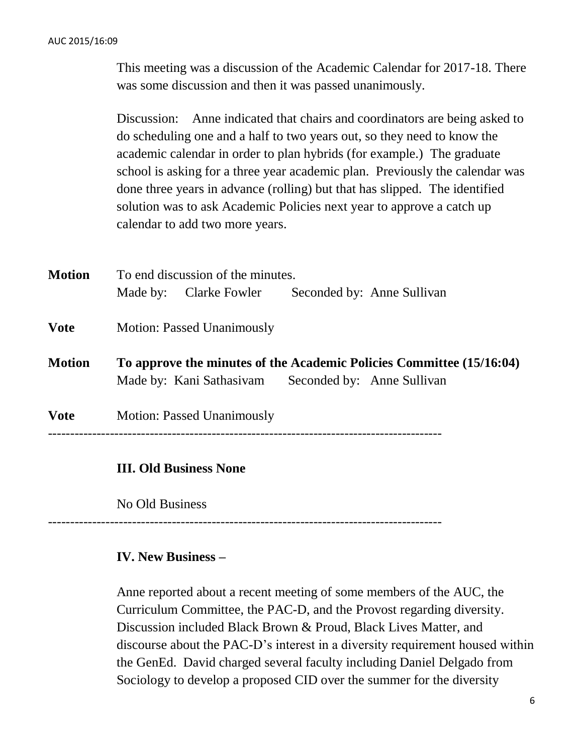This meeting was a discussion of the Academic Calendar for 2017-18. There was some discussion and then it was passed unanimously.

Discussion: Anne indicated that chairs and coordinators are being asked to do scheduling one and a half to two years out, so they need to know the academic calendar in order to plan hybrids (for example.) The graduate school is asking for a three year academic plan. Previously the calendar was done three years in advance (rolling) but that has slipped. The identified solution was to ask Academic Policies next year to approve a catch up calendar to add two more years.

**Motion** To end discussion of the minutes.
Made by: Clarke Fowler Seconded by: Anne Sullivan

**Vote** Motion: Passed Unanimously

**Motion** **To approve the minutes of the Academic Policies Committee (15/16:04)**
Made by: Kani Sathasivam Seconded by: Anne Sullivan

**Vote** Motion: Passed Unanimously

---

**III. Old Business None**

No Old Business

---

**IV. New Business –**

Anne reported about a recent meeting of some members of the AUC, the Curriculum Committee, the PAC-D, and the Provost regarding diversity. Discussion included Black Brown & Proud, Black Lives Matter, and discourse about the PAC-D's interest in a diversity requirement housed within the GenEd. David charged several faculty including Daniel Delgado from Sociology to develop a proposed CID over the summer for the diversity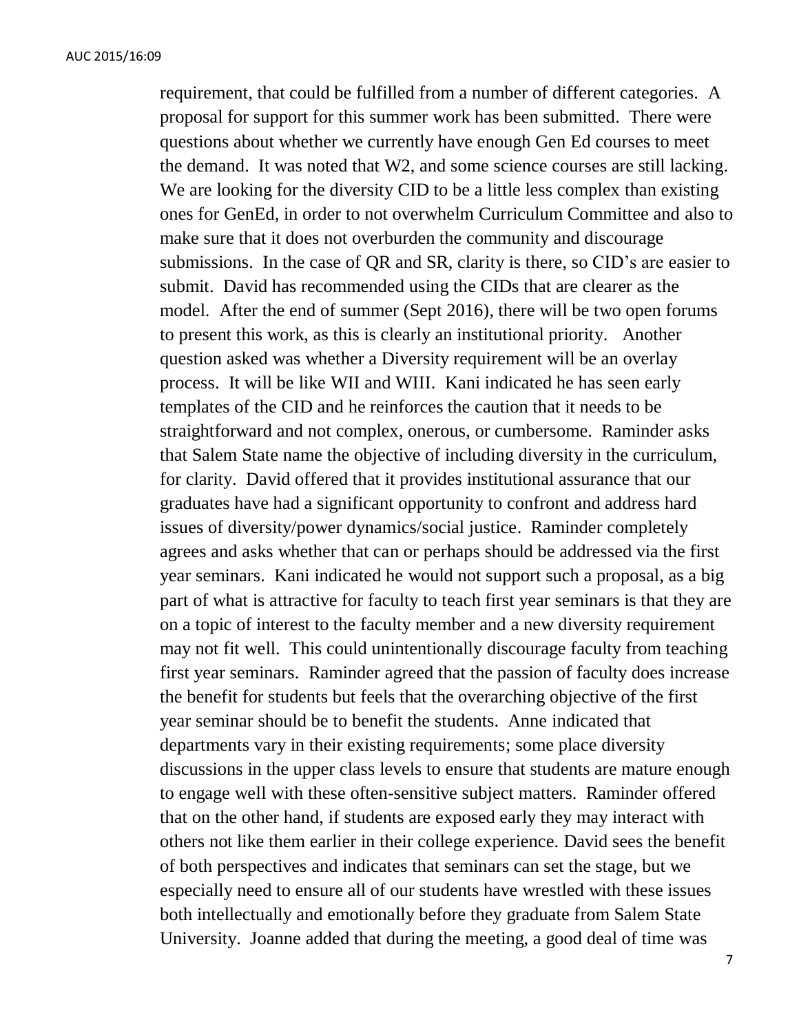requirement, that could be fulfilled from a number of different categories. A proposal for support for this summer work has been submitted. There were questions about whether we currently have enough Gen Ed courses to meet the demand. It was noted that W2, and some science courses are still lacking. We are looking for the diversity CID to be a little less complex than existing ones for GenEd, in order to not overwhelm Curriculum Committee and also to make sure that it does not overburden the community and discourage submissions. In the case of QR and SR, clarity is there, so CID's are easier to submit. David has recommended using the CIDs that are clearer as the model. After the end of summer (Sept 2016), there will be two open forums to present this work, as this is clearly an institutional priority. Another question asked was whether a Diversity requirement will be an overlay process. It will be like WII and WIII. Kani indicated he has seen early templates of the CID and he reinforces the caution that it needs to be straightforward and not complex, onerous, or cumbersome. Raminder asks that Salem State name the objective of including diversity in the curriculum, for clarity. David offered that it provides institutional assurance that our graduates have had a significant opportunity to confront and address hard issues of diversity/power dynamics/social justice. Raminder completely agrees and asks whether that can or perhaps should be addressed via the first year seminars. Kani indicated he would not support such a proposal, as a big part of what is attractive for faculty to teach first year seminars is that they are on a topic of interest to the faculty member and a new diversity requirement may not fit well. This could unintentionally discourage faculty from teaching first year seminars. Raminder agreed that the passion of faculty does increase the benefit for students but feels that the overarching objective of the first year seminar should be to benefit the students. Anne indicated that departments vary in their existing requirements; some place diversity discussions in the upper class levels to ensure that students are mature enough to engage well with these often-sensitive subject matters. Raminder offered that on the other hand, if students are exposed early they may interact with others not like them earlier in their college experience. David sees the benefit of both perspectives and indicates that seminars can set the stage, but we especially need to ensure all of our students have wrestled with these issues both intellectually and emotionally before they graduate from Salem State University. Joanne added that during the meeting, a good deal of time was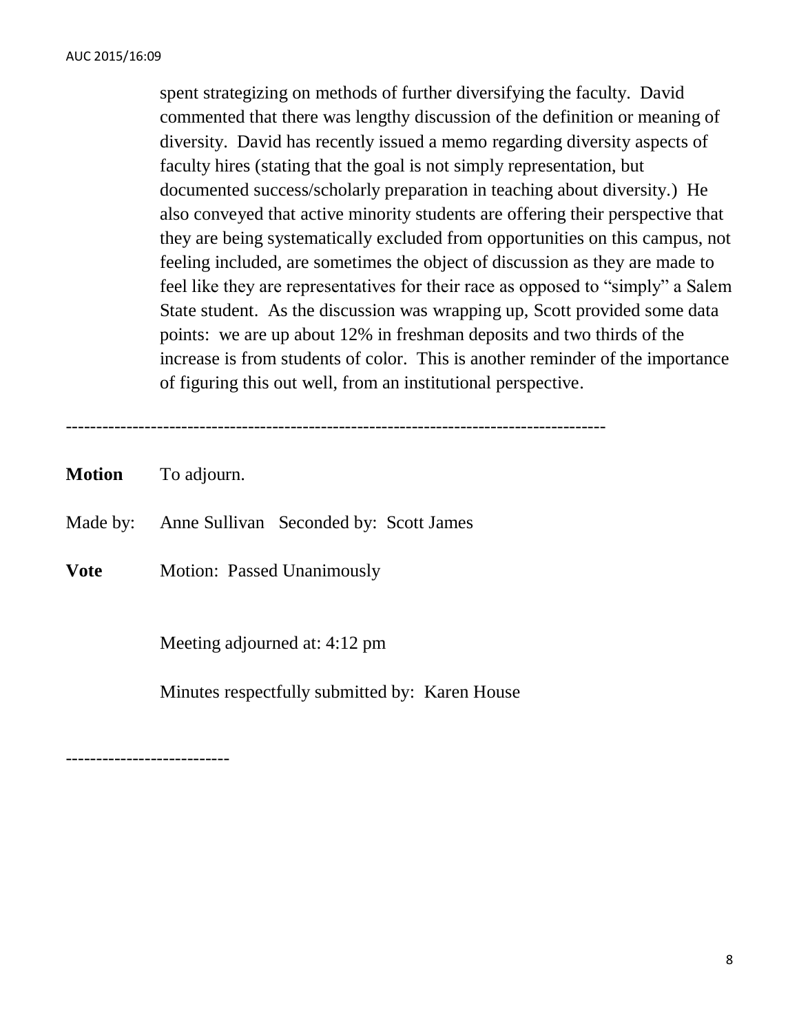spent strategizing on methods of further diversifying the faculty. David commented that there was lengthy discussion of the definition or meaning of diversity. David has recently issued a memo regarding diversity aspects of faculty hires (stating that the goal is not simply representation, but documented success/scholarly preparation in teaching about diversity.) He also conveyed that active minority students are offering their perspective that they are being systematically excluded from opportunities on this campus, not feeling included, are sometimes the object of discussion as they are made to feel like they are representatives for their race as opposed to "simply" a Salem State student. As the discussion was wrapping up, Scott provided some data points: we are up about 12% in freshman deposits and two thirds of the increase is from students of color. This is another reminder of the importance of figuring this out well, from an institutional perspective.

---

**Motion** To adjourn.

Made by: Anne Sullivan Seconded by: Scott James

**Vote** Motion: Passed Unanimously

Meeting adjourned at: 4:12 pm

Minutes respectfully submitted by: Karen House

---